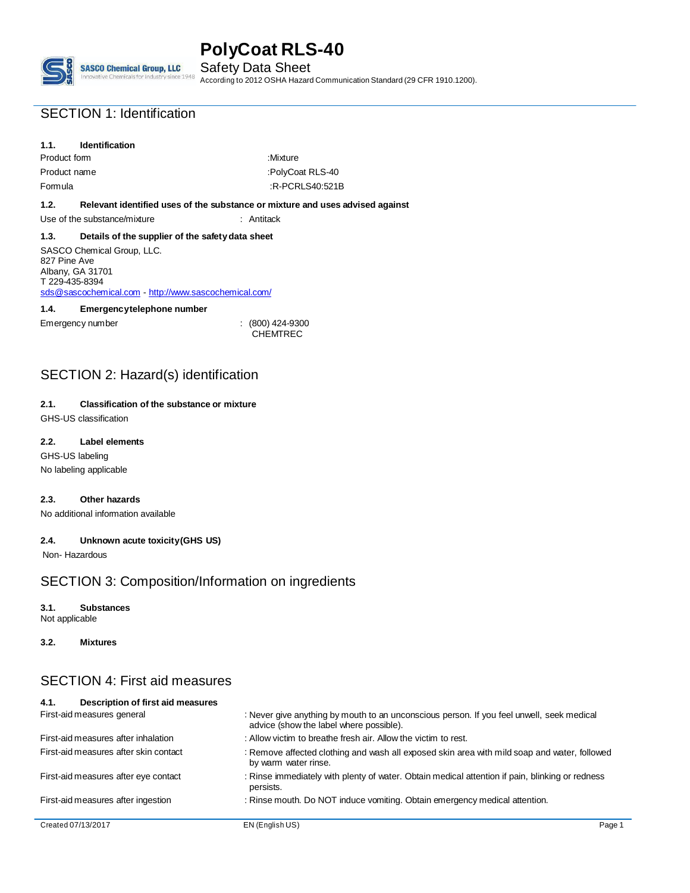# PolyCoat RLS-40

Safety Data Sheet

According to 2012 OSHA Hazard Communication Standard (29 CFR 1910.1200).

## SECTION 1: Identification

### 1.1. Identification

| | |
|---|---|
| Product form | :Mixture |
| Product name | :PolyCoat RLS-40 |
| Formula | :R-PCRLS40:521B |

### 1.2. Relevant identified uses of the substance or mixture and uses advised against

Use of the substance/mixture : Antitack

### 1.3. Details of the supplier of the safety data sheet

SASCO Chemical Group, LLC.
827 Pine Ave
Albany, GA 31701
T 229-435-8394
sds@sascochemical.com - http://www.sascochemical.com/

### 1.4. Emergency telephone number

Emergency number : (800) 424-9300 CHEMTREC

## SECTION 2: Hazard(s) identification

### 2.1. Classification of the substance or mixture

GHS-US classification

### 2.2. Label elements

GHS-US labeling

No labeling applicable

### 2.3. Other hazards

No additional information available

### 2.4. Unknown acute toxicity (GHS US)

Non- Hazardous

## SECTION 3: Composition/Information on ingredients

### 3.1. Substances

Not applicable

### 3.2. Mixtures

## SECTION 4: First aid measures

### 4.1. Description of first aid measures

| | |
|---|---|
| First-aid measures general | : Never give anything by mouth to an unconscious person. If you feel unwell, seek medical advice (show the label where possible). |
| First-aid measures after inhalation | : Allow victim to breathe fresh air. Allow the victim to rest. |
| First-aid measures after skin contact | : Remove affected clothing and wash all exposed skin area with mild soap and water, followed by warm water rinse. |
| First-aid measures after eye contact | : Rinse immediately with plenty of water. Obtain medical attention if pain, blinking or redness persists. |
| First-aid measures after ingestion | : Rinse mouth. Do NOT induce vomiting. Obtain emergency medical attention. |

Created 07/13/2017 EN (English US)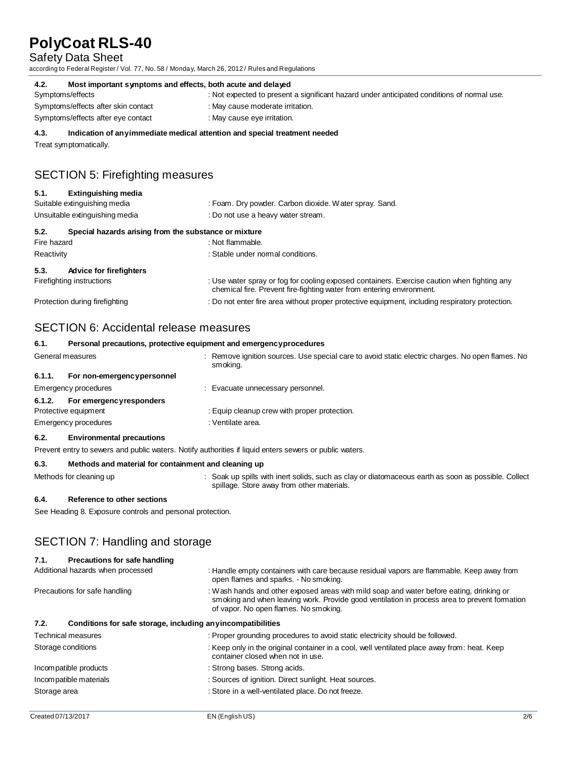#### 4.2. Most important symptoms and effects, both acute and delayed

| | |
|---|---|
| Symptoms/effects | : Not expected to present a significant hazard under anticipated conditions of normal use. |
| Symptoms/effects after skin contact | : May cause moderate irritation. |
| Symptoms/effects after eye contact | : May cause eye irritation. |

#### 4.3. Indication of any immediate medical attention and special treatment needed

Treat symptomatically.

## SECTION 5: Firefighting measures

#### 5.1. Extinguishing media

| | |
|---|---|
| Suitable extinguishing media | : Foam. Dry powder. Carbon dioxide. Water spray. Sand. |
| Unsuitable extinguishing media | : Do not use a heavy water stream. |

#### 5.2. Special hazards arising from the substance or mixture

| | |
|---|---|
| Fire hazard | : Not flammable. |
| Reactivity | : Stable under normal conditions. |

#### 5.3. Advice for firefighters

| | |
|---|---|
| Firefighting instructions | : Use water spray or fog for cooling exposed containers. Exercise caution when fighting any chemical fire. Prevent fire-fighting water from entering environment. |
| Protection during firefighting | : Do not enter fire area without proper protective equipment, including respiratory protection. |

## SECTION 6: Accidental release measures

#### 6.1. Personal precautions, protective equipment and emergency procedures

| | |
|---|---|
| General measures | : Remove ignition sources. Use special care to avoid static electric charges. No open flames. No smoking. |

#### 6.1.1. For non-emergency personnel

| | |
|---|---|
| Emergency procedures | : Evacuate unnecessary personnel. |

#### 6.1.2. For emergency responders

| | |
|---|---|
| Protective equipment | : Equip cleanup crew with proper protection. |
| Emergency procedures | : Ventilate area. |

#### 6.2. Environmental precautions

Prevent entry to sewers and public waters. Notify authorities if liquid enters sewers or public waters.

#### 6.3. Methods and material for containment and cleaning up

| | |
|---|---|
| Methods for cleaning up | : Soak up spills with inert solids, such as clay or diatomaceous earth as soon as possible. Collect spillage. Store away from other materials. |

#### 6.4. Reference to other sections

See Heading 8. Exposure controls and personal protection.

## SECTION 7: Handling and storage

#### 7.1. Precautions for safe handling

| | |
|---|---|
| Additional hazards when processed | : Handle empty containers with care because residual vapors are flammable. Keep away from open flames and sparks. - No smoking. |
| Precautions for safe handling | : Wash hands and other exposed areas with mild soap and water before eating, drinking or smoking and when leaving work. Provide good ventilation in process area to prevent formation of vapor. No open flames. No smoking. |

#### 7.2. Conditions for safe storage, including any incompatibilities

| | |
|---|---|
| Technical measures | : Proper grounding procedures to avoid static electricity should be followed. |
| Storage conditions | : Keep only in the original container in a cool, well ventilated place away from: heat. Keep container closed when not in use. |
| Incompatible products | : Strong bases. Strong acids. |
| Incompatible materials | : Sources of ignition. Direct sunlight. Heat sources. |
| Storage area | : Store in a well-ventilated place. Do not freeze. |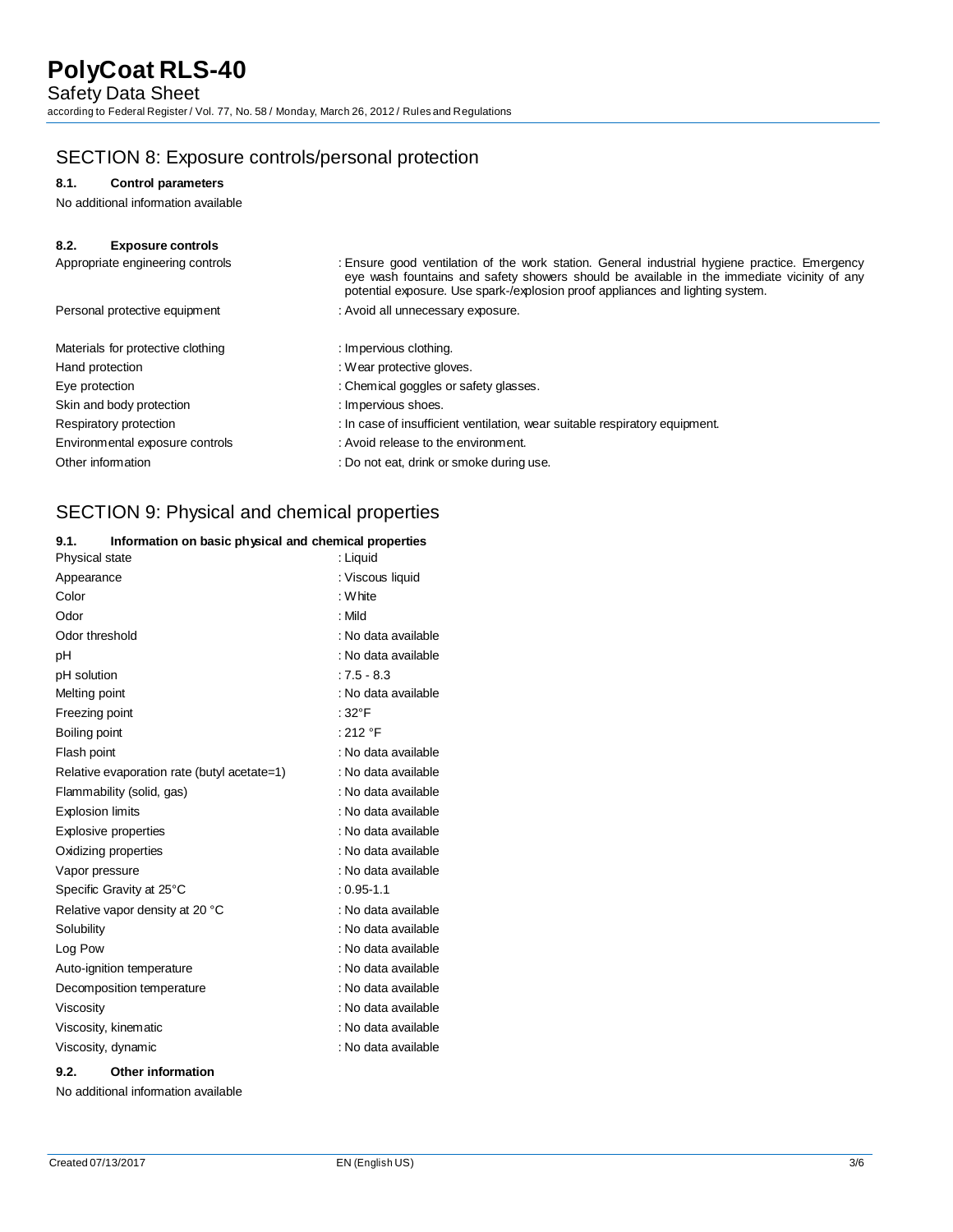## SECTION 8: Exposure controls/personal protection

### 8.1. Control parameters

No additional information available

### 8.2. Exposure controls

| | |
|---|---|
| Appropriate engineering controls | : Ensure good ventilation of the work station. General industrial hygiene practice. Emergency eye wash fountains and safety showers should be available in the immediate vicinity of any potential exposure. Use spark-/explosion proof appliances and lighting system. |
| Personal protective equipment | : Avoid all unnecessary exposure. |
| Materials for protective clothing | : Impervious clothing. |
| Hand protection | : Wear protective gloves. |
| Eye protection | : Chemical goggles or safety glasses. |
| Skin and body protection | : Impervious shoes. |
| Respiratory protection | : In case of insufficient ventilation, wear suitable respiratory equipment. |
| Environmental exposure controls | : Avoid release to the environment. |
| Other information | : Do not eat, drink or smoke during use. |

## SECTION 9: Physical and chemical properties

### 9.1. Information on basic physical and chemical properties

| | |
|---|---|
| Physical state | : Liquid |
| Appearance | : Viscous liquid |
| Color | : White |
| Odor | : Mild |
| Odor threshold | : No data available |
| pH | : No data available |
| pH solution | : 7.5 - 8.3 |
| Melting point | : No data available |
| Freezing point | : 32°F |
| Boiling point | : 212 °F |
| Flash point | : No data available |
| Relative evaporation rate (butyl acetate=1) | : No data available |
| Flammability (solid, gas) | : No data available |
| Explosion limits | : No data available |
| Explosive properties | : No data available |
| Oxidizing properties | : No data available |
| Vapor pressure | : No data available |
| Specific Gravity at 25°C | : 0.95-1.1 |
| Relative vapor density at 20 °C | : No data available |
| Solubility | : No data available |
| Log Pow | : No data available |
| Auto-ignition temperature | : No data available |
| Decomposition temperature | : No data available |
| Viscosity | : No data available |
| Viscosity, kinematic | : No data available |
| Viscosity, dynamic | : No data available |

### 9.2. Other information

No additional information available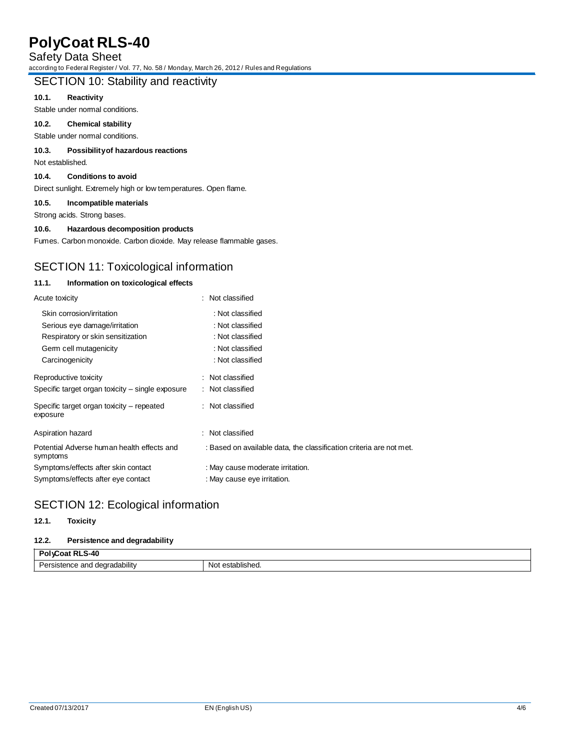## SECTION 10: Stability and reactivity

### 10.1. Reactivity

Stable under normal conditions.

### 10.2. Chemical stability

Stable under normal conditions.

### 10.3. Possibility of hazardous reactions

Not established.

### 10.4. Conditions to avoid

Direct sunlight. Extremely high or low temperatures. Open flame.

### 10.5. Incompatible materials

Strong acids. Strong bases.

### 10.6. Hazardous decomposition products

Fumes. Carbon monoxide. Carbon dioxide. May release flammable gases.

## SECTION 11: Toxicological information

### 11.1. Information on toxicological effects

Acute toxicity : Not classified

Skin corrosion/irritation : Not classified

Serious eye damage/irritation : Not classified

Respiratory or skin sensitization : Not classified

Germ cell mutagenicity : Not classified

Carcinogenicity : Not classified

Reproductive toxicity : Not classified

Specific target organ toxicity – single exposure : Not classified

Specific target organ toxicity – repeated exposure : Not classified

Aspiration hazard : Not classified

Potential Adverse human health effects and symptoms : Based on available data, the classification criteria are not met.

Symptoms/effects after skin contact : May cause moderate irritation.

Symptoms/effects after eye contact : May cause eye irritation.

## SECTION 12: Ecological information

### 12.1. Toxicity

### 12.2. Persistence and degradability

| PolyCoat RLS-40 | |
|---|---|
| Persistence and degradability | Not established. |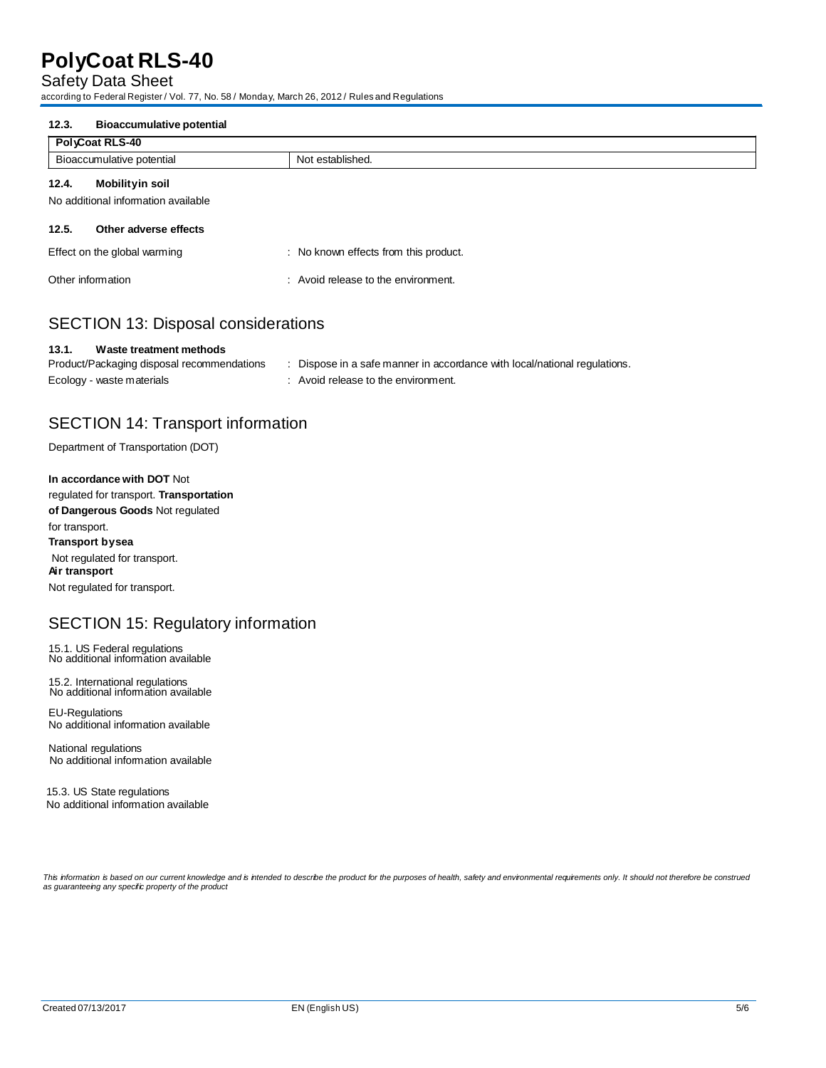#### 12.3. Bioaccumulative potential

| PolyCoat RLS-40 | |
|---|---|
| Bioaccumulative potential | Not established. |

#### 12.4. Mobility in soil

No additional information available

#### 12.5. Other adverse effects

Effect on the global warming : No known effects from this product.

Other information : Avoid release to the environment.

## SECTION 13: Disposal considerations

#### 13.1. Waste treatment methods

Product/Packaging disposal recommendations : Dispose in a safe manner in accordance with local/national regulations.

Ecology - waste materials : Avoid release to the environment.

## SECTION 14: Transport information

Department of Transportation (DOT)

**In accordance with DOT** Not regulated for transport. **Transportation of Dangerous Goods** Not regulated for transport.

**Transport by sea**

Not regulated for transport.

**Air transport**

Not regulated for transport.

## SECTION 15: Regulatory information

15.1. US Federal regulations
No additional information available

15.2. International regulations
No additional information available

EU-Regulations
No additional information available

National regulations
No additional information available

15.3. US State regulations
No additional information available

*This information is based on our current knowledge and is intended to describe the product for the purposes of health, safety and environmental requirements only. It should not therefore be construed as guaranteeing any specific property of the product*